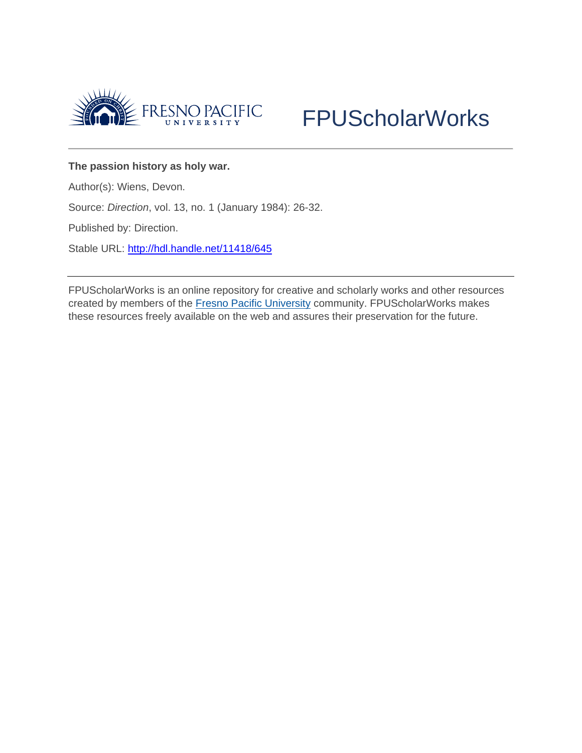FRESNO PACIFIC UNIVERSITY

FPUScholarWorks

**The passion history as holy war.**

Author(s): Wiens, Devon.

Source: *Direction*, vol. 13, no. 1 (January 1984): 26-32.

Published by: Direction.

Stable URL: http://hdl.handle.net/11418/645

---

FPUScholarWorks is an online repository for creative and scholarly works and other resources created by members of the Fresno Pacific University community. FPUScholarWorks makes these resources freely available on the web and assures their preservation for the future.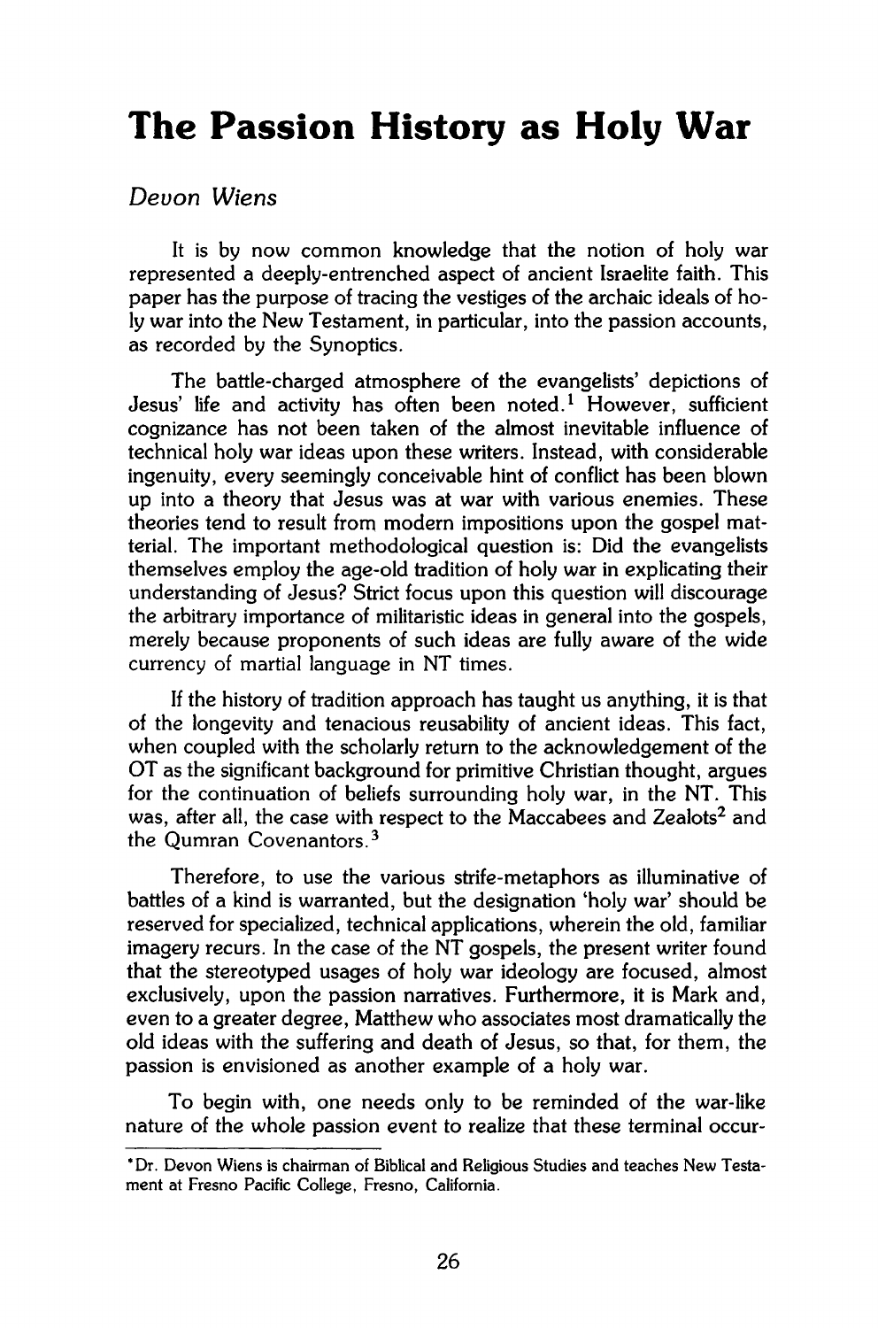# The Passion History as Holy War

*Devon Wiens*

It is by now common knowledge that the notion of holy war represented a deeply-entrenched aspect of ancient Israelite faith. This paper has the purpose of tracing the vestiges of the archaic ideals of holy war into the New Testament, in particular, into the passion accounts, as recorded by the Synoptics.

The battle-charged atmosphere of the evangelists' depictions of Jesus' life and activity has often been noted.[1] However, sufficient cognizance has not been taken of the almost inevitable influence of technical holy war ideas upon these writers. Instead, with considerable ingenuity, every seemingly conceivable hint of conflict has been blown up into a theory that Jesus was at war with various enemies. These theories tend to result from modern impositions upon the gospel material. The important methodological question is: Did the evangelists themselves employ the age-old tradition of holy war in explicating their understanding of Jesus? Strict focus upon this question will discourage the arbitrary importance of militaristic ideas in general into the gospels, merely because proponents of such ideas are fully aware of the wide currency of martial language in NT times.

If the history of tradition approach has taught us anything, it is that of the longevity and tenacious reusability of ancient ideas. This fact, when coupled with the scholarly return to the acknowledgement of the OT as the significant background for primitive Christian thought, argues for the continuation of beliefs surrounding holy war, in the NT. This was, after all, the case with respect to the Maccabees and Zealots[2] and the Qumran Covenantors.[3]

Therefore, to use the various strife-metaphors as illuminative of battles of a kind is warranted, but the designation 'holy war' should be reserved for specialized, technical applications, wherein the old, familiar imagery recurs. In the case of the NT gospels, the present writer found that the stereotyped usages of holy war ideology are focused, almost exclusively, upon the passion narratives. Furthermore, it is Mark and, even to a greater degree, Matthew who associates most dramatically the old ideas with the suffering and death of Jesus, so that, for them, the passion is envisioned as another example of a holy war.

To begin with, one needs only to be reminded of the war-like nature of the whole passion event to realize that these terminal occur-

---

*Dr. Devon Wiens is chairman of Biblical and Religious Studies and teaches New Testament at Fresno Pacific College, Fresno, California.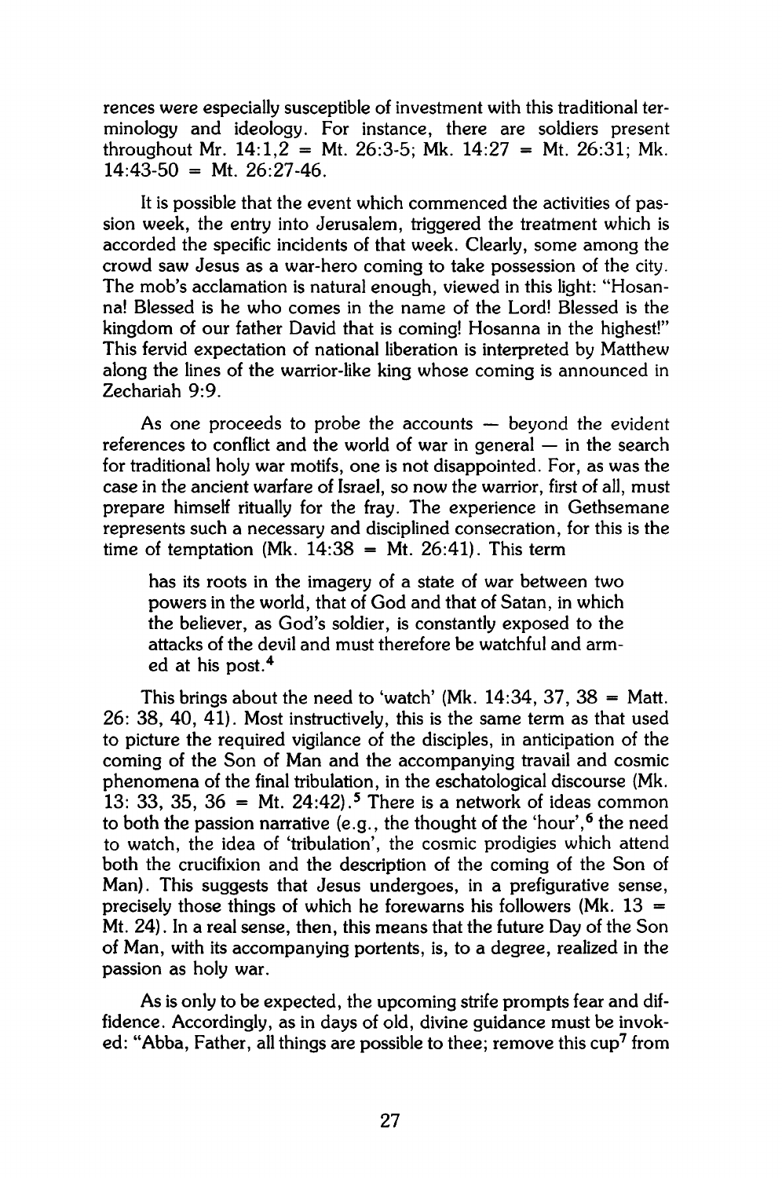rences were especially susceptible of investment with this traditional terminology and ideology. For instance, there are soldiers present throughout Mr. 14:1,2 = Mt. 26:3-5; Mk. 14:27 = Mt. 26:31; Mk. 14:43-50 = Mt. 26:27-46.

It is possible that the event which commenced the activities of passion week, the entry into Jerusalem, triggered the treatment which is accorded the specific incidents of that week. Clearly, some among the crowd saw Jesus as a war-hero coming to take possession of the city. The mob's acclamation is natural enough, viewed in this light: "Hosanna! Blessed is he who comes in the name of the Lord! Blessed is the kingdom of our father David that is coming! Hosanna in the highest!" This fervid expectation of national liberation is interpreted by Matthew along the lines of the warrior-like king whose coming is announced in Zechariah 9:9.

As one proceeds to probe the accounts — beyond the evident references to conflict and the world of war in general — in the search for traditional holy war motifs, one is not disappointed. For, as was the case in the ancient warfare of Israel, so now the warrior, first of all, must prepare himself ritually for the fray. The experience in Gethsemane represents such a necessary and disciplined consecration, for this is the time of temptation (Mk. 14:38 = Mt. 26:41). This term

> has its roots in the imagery of a state of war between two powers in the world, that of God and that of Satan, in which the believer, as God's soldier, is constantly exposed to the attacks of the devil and must therefore be watchful and armed at his post.[4]

This brings about the need to 'watch' (Mk. 14:34, 37, 38 = Matt. 26: 38, 40, 41). Most instructively, this is the same term as that used to picture the required vigilance of the disciples, in anticipation of the coming of the Son of Man and the accompanying travail and cosmic phenomena of the final tribulation, in the eschatological discourse (Mk. 13: 33, 35, 36 = Mt. 24:42).[5] There is a network of ideas common to both the passion narrative (e.g., the thought of the 'hour',[6] the need to watch, the idea of 'tribulation', the cosmic prodigies which attend both the crucifixion and the description of the coming of the Son of Man). This suggests that Jesus undergoes, in a prefigurative sense, precisely those things of which he forewarns his followers (Mk. 13 = Mt. 24). In a real sense, then, this means that the future Day of the Son of Man, with its accompanying portents, is, to a degree, realized in the passion as holy war.

As is only to be expected, the upcoming strife prompts fear and diffidence. Accordingly, as in days of old, divine guidance must be invoked: "Abba, Father, all things are possible to thee; remove this cup[7] from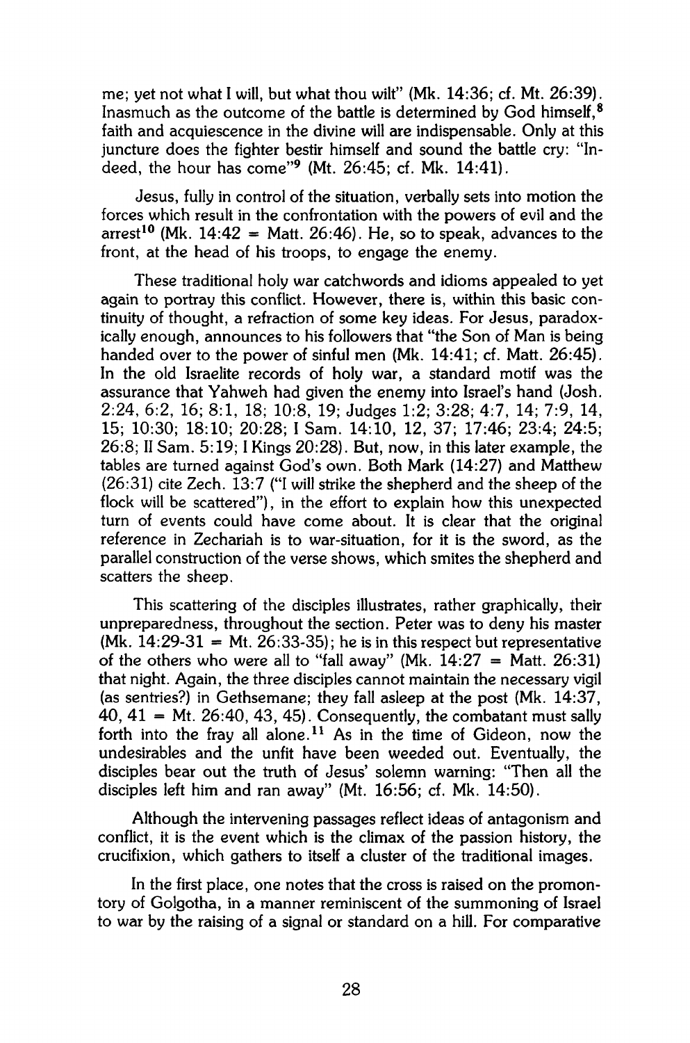me; yet not what I will, but what thou wilt" (Mk. 14:36; cf. Mt. 26:39). Inasmuch as the outcome of the battle is determined by God himself,[8] faith and acquiescence in the divine will are indispensable. Only at this juncture does the fighter bestir himself and sound the battle cry: "Indeed, the hour has come"[9] (Mt. 26:45; cf. Mk. 14:41).

Jesus, fully in control of the situation, verbally sets into motion the forces which result in the confrontation with the powers of evil and the arrest[10] (Mk. 14:42 = Matt. 26:46). He, so to speak, advances to the front, at the head of his troops, to engage the enemy.

These traditional holy war catchwords and idioms appealed to yet again to portray this conflict. However, there is, within this basic continuity of thought, a refraction of some key ideas. For Jesus, paradoxically enough, announces to his followers that "the Son of Man is being handed over to the power of sinful men (Mk. 14:41; cf. Matt. 26:45). In the old Israelite records of holy war, a standard motif was the assurance that Yahweh had given the enemy into Israel's hand (Josh. 2:24, 6:2, 16; 8:1, 18; 10:8, 19; Judges 1:2; 3:28; 4:7, 14; 7:9, 14, 15; 10:30; 18:10; 20:28; I Sam. 14:10, 12, 37; 17:46; 23:4; 24:5; 26:8; II Sam. 5:19; I Kings 20:28). But, now, in this later example, the tables are turned against God's own. Both Mark (14:27) and Matthew (26:31) cite Zech. 13:7 ("I will strike the shepherd and the sheep of the flock will be scattered"), in the effort to explain how this unexpected turn of events could have come about. It is clear that the original reference in Zechariah is to war-situation, for it is the sword, as the parallel construction of the verse shows, which smites the shepherd and scatters the sheep.

This scattering of the disciples illustrates, rather graphically, their unpreparedness, throughout the section. Peter was to deny his master (Mk. 14:29-31 = Mt. 26:33-35); he is in this respect but representative of the others who were all to "fall away" (Mk. 14:27 = Matt. 26:31) that night. Again, the three disciples cannot maintain the necessary vigil (as sentries?) in Gethsemane; they fall asleep at the post (Mk. 14:37, 40, 41 = Mt. 26:40, 43, 45). Consequently, the combatant must sally forth into the fray all alone.[11] As in the time of Gideon, now the undesirables and the unfit have been weeded out. Eventually, the disciples bear out the truth of Jesus' solemn warning: "Then all the disciples left him and ran away" (Mt. 16:56; cf. Mk. 14:50).

Although the intervening passages reflect ideas of antagonism and conflict, it is the event which is the climax of the passion history, the crucifixion, which gathers to itself a cluster of the traditional images.

In the first place, one notes that the cross is raised on the promontory of Golgotha, in a manner reminiscent of the summoning of Israel to war by the raising of a signal or standard on a hill. For comparative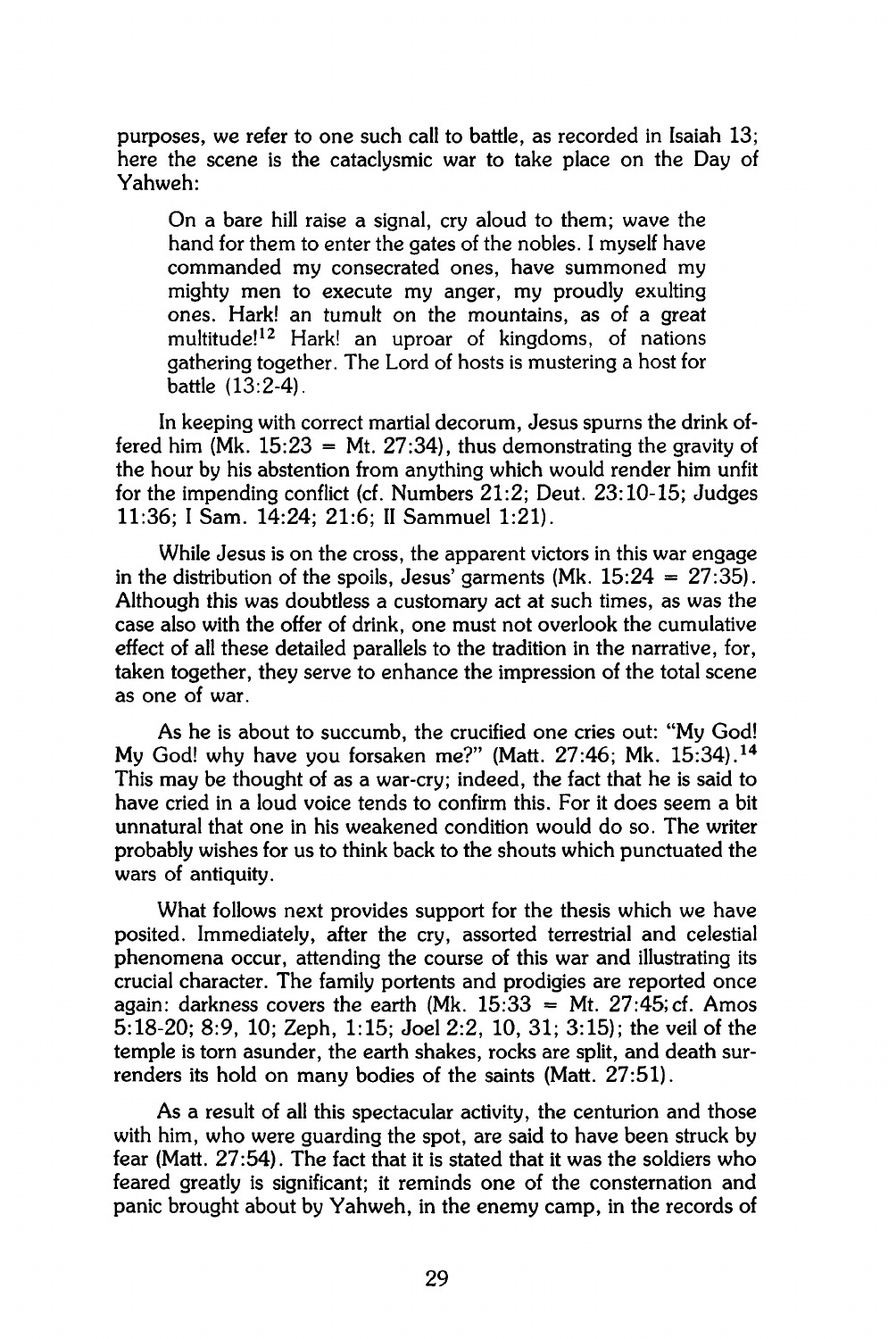purposes, we refer to one such call to battle, as recorded in Isaiah 13; here the scene is the cataclysmic war to take place on the Day of Yahweh:

> On a bare hill raise a signal, cry aloud to them; wave the hand for them to enter the gates of the nobles. I myself have commanded my consecrated ones, have summoned my mighty men to execute my anger, my proudly exulting ones. Hark! an tumult on the mountains, as of a great multitude![12] Hark! an uproar of kingdoms, of nations gathering together. The Lord of hosts is mustering a host for battle (13:2-4).

In keeping with correct martial decorum, Jesus spurns the drink offered him (Mk. 15:23 = Mt. 27:34), thus demonstrating the gravity of the hour by his abstention from anything which would render him unfit for the impending conflict (cf. Numbers 21:2; Deut. 23:10-15; Judges 11:36; I Sam. 14:24; 21:6; II Sammuel 1:21).

While Jesus is on the cross, the apparent victors in this war engage in the distribution of the spoils, Jesus' garments (Mk. 15:24 = 27:35). Although this was doubtless a customary act at such times, as was the case also with the offer of drink, one must not overlook the cumulative effect of all these detailed parallels to the tradition in the narrative, for, taken together, they serve to enhance the impression of the total scene as one of war.

As he is about to succumb, the crucified one cries out: "My God! My God! why have you forsaken me?" (Matt. 27:46; Mk. 15:34).[14] This may be thought of as a war-cry; indeed, the fact that he is said to have cried in a loud voice tends to confirm this. For it does seem a bit unnatural that one in his weakened condition would do so. The writer probably wishes for us to think back to the shouts which punctuated the wars of antiquity.

What follows next provides support for the thesis which we have posited. Immediately, after the cry, assorted terrestrial and celestial phenomena occur, attending the course of this war and illustrating its crucial character. The family portents and prodigies are reported once again: darkness covers the earth (Mk. 15:33 = Mt. 27:45; cf. Amos 5:18-20; 8:9, 10; Zeph, 1:15; Joel 2:2, 10, 31; 3:15); the veil of the temple is torn asunder, the earth shakes, rocks are split, and death surrenders its hold on many bodies of the saints (Matt. 27:51).

As a result of all this spectacular activity, the centurion and those with him, who were guarding the spot, are said to have been struck by fear (Matt. 27:54). The fact that it is stated that it was the soldiers who feared greatly is significant; it reminds one of the consternation and panic brought about by Yahweh, in the enemy camp, in the records of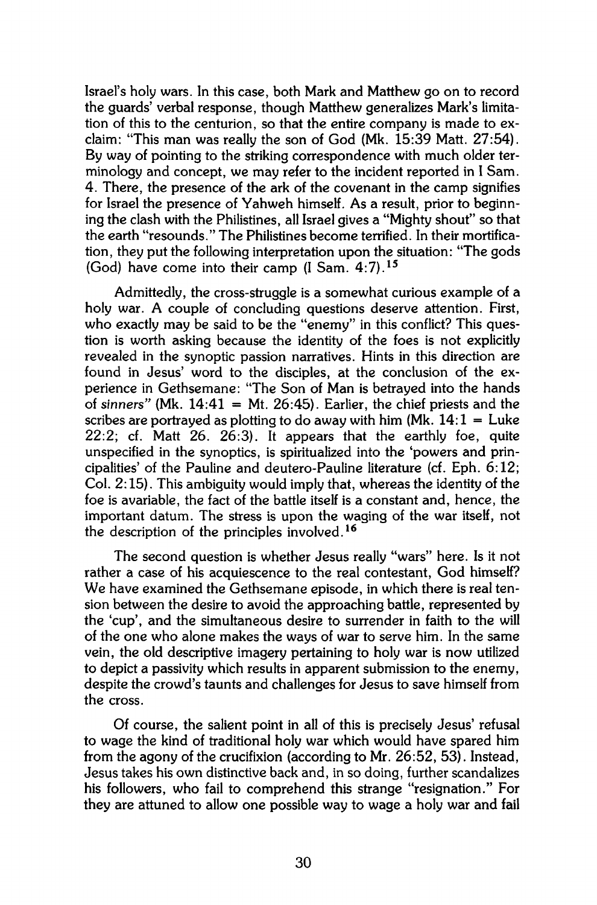Israel's holy wars. In this case, both Mark and Matthew go on to record the guards' verbal response, though Matthew generalizes Mark's limitation of this to the centurion, so that the entire company is made to exclaim: "This man was really the son of God (Mk. 15:39 Matt. 27:54). By way of pointing to the striking correspondence with much older terminology and concept, we may refer to the incident reported in I Sam. 4. There, the presence of the ark of the covenant in the camp signifies for Israel the presence of Yahweh himself. As a result, prior to beginning the clash with the Philistines, all Israel gives a "Mighty shout" so that the earth "resounds." The Philistines become terrified. In their mortification, they put the following interpretation upon the situation: "The gods (God) have come into their camp (I Sam. 4:7).[15]

Admittedly, the cross-struggle is a somewhat curious example of a holy war. A couple of concluding questions deserve attention. First, who exactly may be said to be the "enemy" in this conflict? This question is worth asking because the identity of the foes is not explicitly revealed in the synoptic passion narratives. Hints in this direction are found in Jesus' word to the disciples, at the conclusion of the experience in Gethsemane: "The Son of Man is betrayed into the hands of *sinners*" (Mk. 14:41 = Mt. 26:45). Earlier, the chief priests and the scribes are portrayed as plotting to do away with him (Mk. 14:1 = Luke 22:2; cf. Matt 26. 26:3). It appears that the earthly foe, quite unspecified in the synoptics, is spiritualized into the 'powers and principalities' of the Pauline and deutero-Pauline literature (cf. Eph. 6:12; Col. 2:15). This ambiguity would imply that, whereas the identity of the foe is avariable, the fact of the battle itself is a constant and, hence, the important datum. The stress is upon the waging of the war itself, not the description of the principles involved.[16]

The second question is whether Jesus really "wars" here. Is it not rather a case of his acquiescence to the real contestant, God himself? We have examined the Gethsemane episode, in which there is real tension between the desire to avoid the approaching battle, represented by the 'cup', and the simultaneous desire to surrender in faith to the will of the one who alone makes the ways of war to serve him. In the same vein, the old descriptive imagery pertaining to holy war is now utilized to depict a passivity which results in apparent submission to the enemy, despite the crowd's taunts and challenges for Jesus to save himself from the cross.

Of course, the salient point in all of this is precisely Jesus' refusal to wage the kind of traditional holy war which would have spared him from the agony of the crucifixion (according to Mr. 26:52, 53). Instead, Jesus takes his own distinctive back and, in so doing, further scandalizes his followers, who fail to comprehend this strange "resignation." For they are attuned to allow one possible way to wage a holy war and fail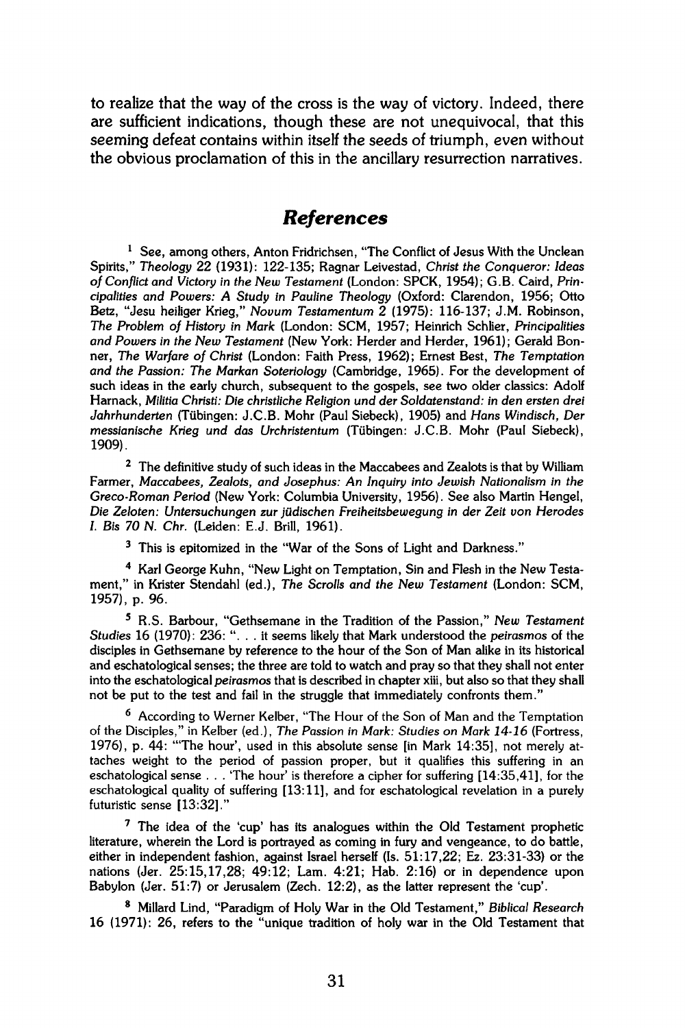to realize that the way of the cross is the way of victory. Indeed, there are sufficient indications, though these are not unequivocal, that this seeming defeat contains within itself the seeds of triumph, even without the obvious proclamation of this in the ancillary resurrection narratives.

## *References*

[1] See, among others, Anton Fridrichsen, "The Conflict of Jesus With the Unclean Spirits," *Theology* 22 (1931): 122-135; Ragnar Leivestad, *Christ the Conqueror: Ideas of Conflict and Victory in the New Testament* (London: SPCK, 1954); G.B. Caird, *Principalities and Powers: A Study in Pauline Theology* (Oxford: Clarendon, 1956; Otto Betz, "Jesu heiliger Krieg," *Novum Testamentum* 2 (1975): 116-137; J.M. Robinson, *The Problem of History in Mark* (London: SCM, 1957; Heinrich Schlier, *Principalities and Powers in the New Testament* (New York: Herder and Herder, 1961); Gerald Bonner, *The Warfare of Christ* (London: Faith Press, 1962); Ernest Best, *The Temptation and the Passion: The Markan Soteriology* (Cambridge, 1965). For the development of such ideas in the early church, subsequent to the gospels, see two older classics: Adolf Harnack, *Militia Christi: Die christliche Religion und der Soldatenstand: in den ersten drei Jahrhunderten* (Tübingen: J.C.B. Mohr (Paul Siebeck), 1905) and *Hans Windisch, Der messianische Krieg und das Urchristentum* (Tübingen: J.C.B. Mohr (Paul Siebeck), 1909).

[2] The definitive study of such ideas in the Maccabees and Zealots is that by William Farmer, *Maccabees, Zealots, and Josephus: An Inquiry into Jewish Nationalism in the Greco-Roman Period* (New York: Columbia University, 1956). See also Martin Hengel, *Die Zeloten: Untersuchungen zur jüdischen Freiheitsbewegung in der Zeit von Herodes I. Bis 70 N. Chr.* (Leiden: E.J. Brill, 1961).

[3] This is epitomized in the "War of the Sons of Light and Darkness."

[4] Karl George Kuhn, "New Light on Temptation, Sin and Flesh in the New Testament," in Krister Stendahl (ed.), *The Scrolls and the New Testament* (London: SCM, 1957), p. 96.

[5] R.S. Barbour, "Gethsemane in the Tradition of the Passion," *New Testament Studies* 16 (1970): 236: ". . . it seems likely that Mark understood the *peirasmos* of the disciples in Gethsemane by reference to the hour of the Son of Man alike in its historical and eschatological senses; the three are told to watch and pray so that they shall not enter into the eschatological *peirasmos* that is described in chapter xiii, but also so that they shall not be put to the test and fail in the struggle that immediately confronts them."

[6] According to Werner Kelber, "The Hour of the Son of Man and the Temptation of the Disciples," in Kelber (ed.), *The Passion in Mark: Studies on Mark 14-16* (Fortress, 1976), p. 44: "'The hour', used in this absolute sense [in Mark 14:35], not merely attaches weight to the period of passion proper, but it qualifies this suffering in an eschatological sense . . . 'The hour' is therefore a cipher for suffering [14:35,41], for the eschatological quality of suffering [13:11], and for eschatological revelation in a purely futuristic sense [13:32]."

[7] The idea of the 'cup' has its analogues within the Old Testament prophetic literature, wherein the Lord is portrayed as coming in fury and vengeance, to do battle, either in independent fashion, against Israel herself (Is. 51:17,22; Ez. 23:31-33) or the nations (Jer. 25:15,17,28; 49:12; Lam. 4:21; Hab. 2:16) or in dependence upon Babylon (Jer. 51:7) or Jerusalem (Zech. 12:2), as the latter represent the 'cup'.

[8] Millard Lind, "Paradigm of Holy War in the Old Testament," *Biblical Research* 16 (1971): 26, refers to the "unique tradition of holy war in the Old Testament that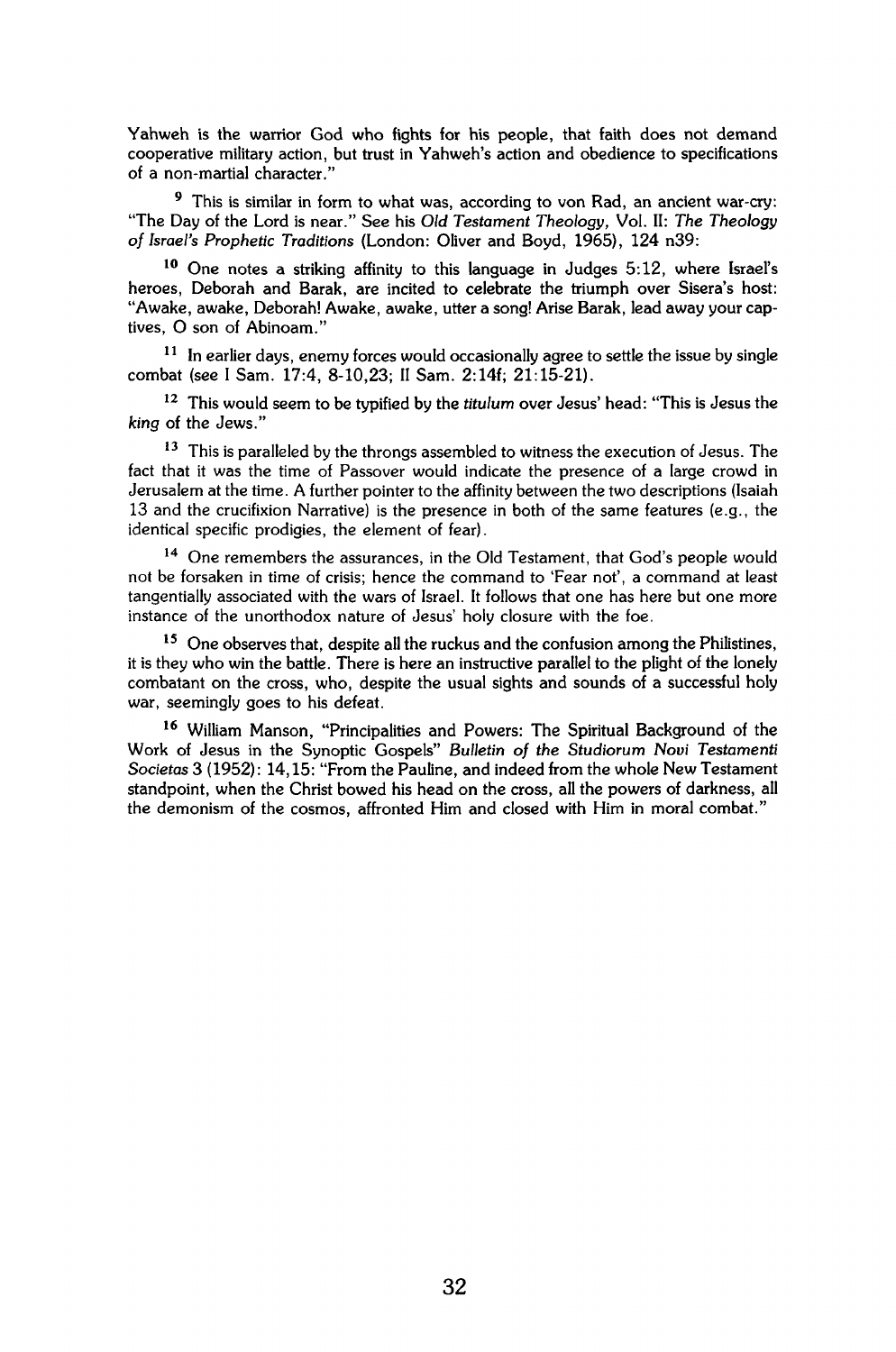Yahweh is the warrior God who fights for his people, that faith does not demand cooperative military action, but trust in Yahweh's action and obedience to specifications of a non-martial character."

[9] This is similar in form to what was, according to von Rad, an ancient war-cry: "The Day of the Lord is near." See his *Old Testament Theology*, Vol. II: *The Theology of Israel's Prophetic Traditions* (London: Oliver and Boyd, 1965), 124 n39:

[10] One notes a striking affinity to this language in Judges 5:12, where Israel's heroes, Deborah and Barak, are incited to celebrate the triumph over Sisera's host: "Awake, awake, Deborah! Awake, awake, utter a song! Arise Barak, lead away your captives, O son of Abinoam."

[11] In earlier days, enemy forces would occasionally agree to settle the issue by single combat (see I Sam. 17:4, 8-10,23; II Sam. 2:14f; 21:15-21).

[12] This would seem to be typified by the *titulum* over Jesus' head: "This is Jesus the *king* of the Jews."

[13] This is paralleled by the throngs assembled to witness the execution of Jesus. The fact that it was the time of Passover would indicate the presence of a large crowd in Jerusalem at the time. A further pointer to the affinity between the two descriptions (Isaiah 13 and the crucifixion Narrative) is the presence in both of the same features (e.g., the identical specific prodigies, the element of fear).

[14] One remembers the assurances, in the Old Testament, that God's people would not be forsaken in time of crisis; hence the command to 'Fear not', a command at least tangentially associated with the wars of Israel. It follows that one has here but one more instance of the unorthodox nature of Jesus' holy closure with the foe.

[15] One observes that, despite all the ruckus and the confusion among the Philistines, it is they who win the battle. There is here an instructive parallel to the plight of the lonely combatant on the cross, who, despite the usual sights and sounds of a successful holy war, seemingly goes to his defeat.

[16] William Manson, "Principalities and Powers: The Spiritual Background of the Work of Jesus in the Synoptic Gospels" *Bulletin of the Studiorum Novi Testamenti Societas* 3 (1952): 14,15: "From the Pauline, and indeed from the whole New Testament standpoint, when the Christ bowed his head on the cross, all the powers of darkness, all the demonism of the cosmos, affronted Him and closed with Him in moral combat."